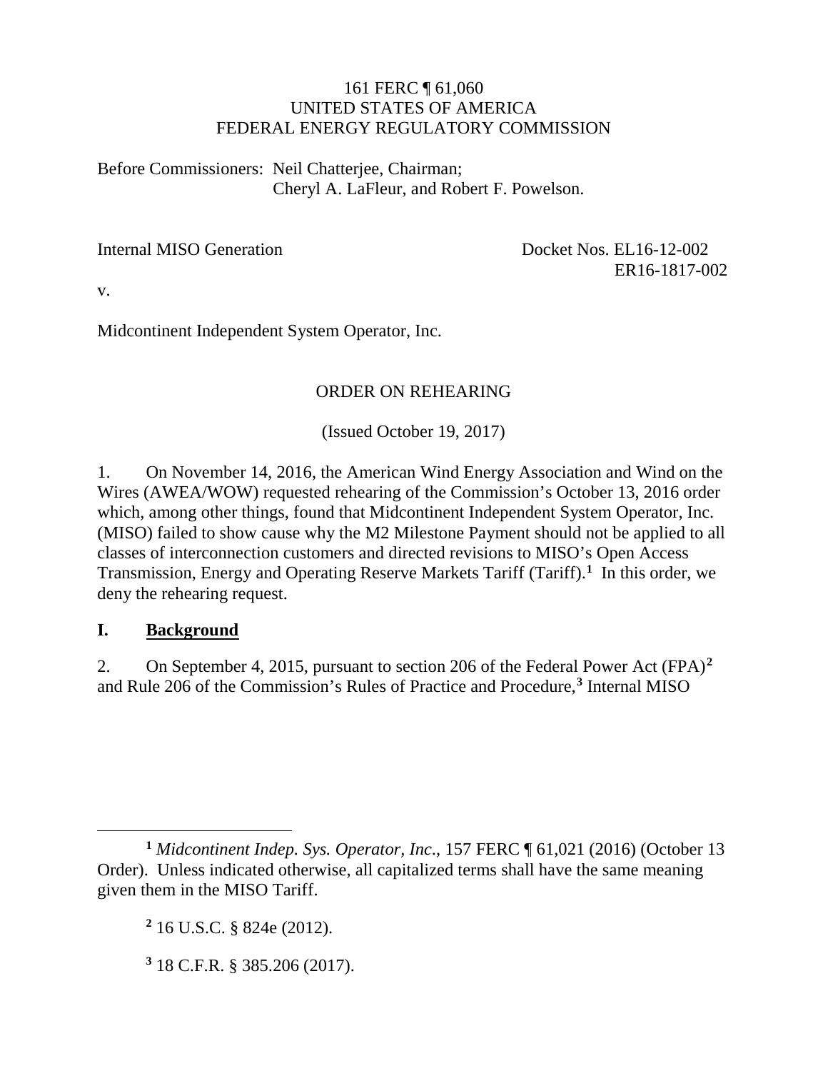161 FERC ¶ 61,060
UNITED STATES OF AMERICA
FEDERAL ENERGY REGULATORY COMMISSION

Before Commissioners: Neil Chatterjee, Chairman;
Cheryl A. LaFleur, and Robert F. Powelson.

Internal MISO Generation

v.

Midcontinent Independent System Operator, Inc.

Docket Nos. EL16-12-002
ER16-1817-002

ORDER ON REHEARING

(Issued October 19, 2017)

1. On November 14, 2016, the American Wind Energy Association and Wind on the Wires (AWEA/WOW) requested rehearing of the Commission's October 13, 2016 order which, among other things, found that Midcontinent Independent System Operator, Inc. (MISO) failed to show cause why the M2 Milestone Payment should not be applied to all classes of interconnection customers and directed revisions to MISO's Open Access Transmission, Energy and Operating Reserve Markets Tariff (Tariff).[1] In this order, we deny the rehearing request.

## I. Background

2. On September 4, 2015, pursuant to section 206 of the Federal Power Act (FPA)[2] and Rule 206 of the Commission's Rules of Practice and Procedure,[3] Internal MISO

---

[1] *Midcontinent Indep. Sys. Operator, Inc.*, 157 FERC ¶ 61,021 (2016) (October 13 Order). Unless indicated otherwise, all capitalized terms shall have the same meaning given them in the MISO Tariff.

[2] 16 U.S.C. § 824e (2012).

[3] 18 C.F.R. § 385.206 (2017).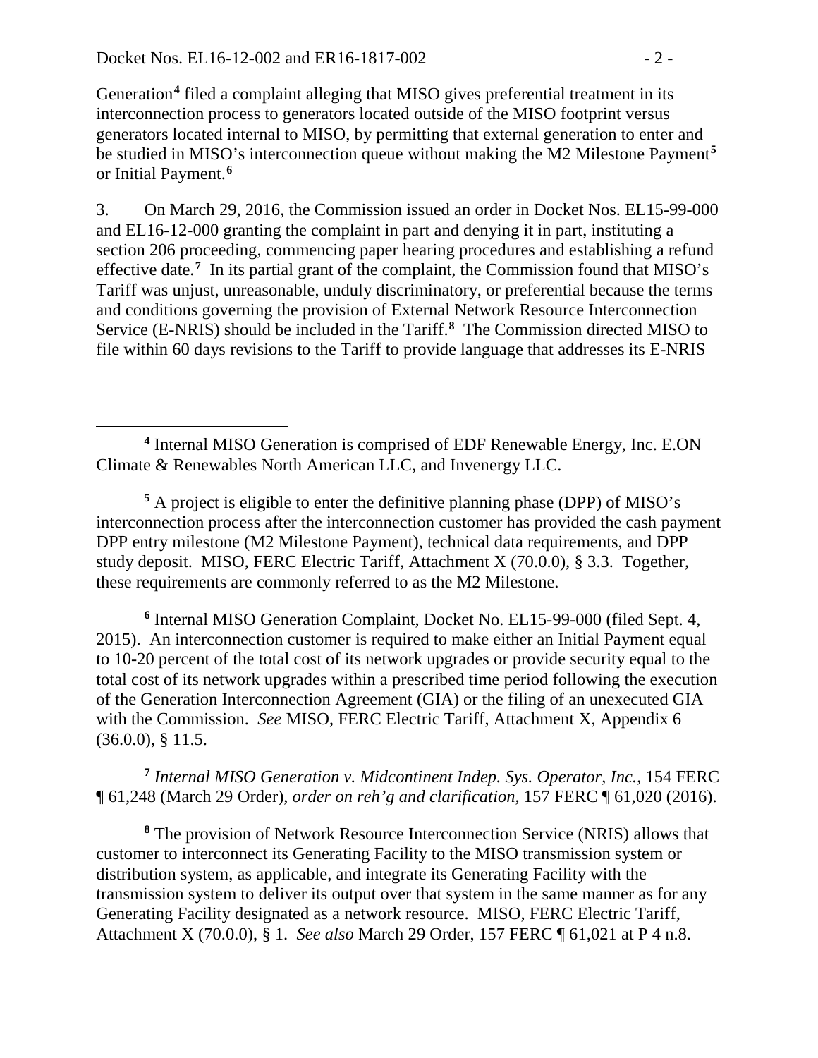Generation[4] filed a complaint alleging that MISO gives preferential treatment in its interconnection process to generators located outside of the MISO footprint versus generators located internal to MISO, by permitting that external generation to enter and be studied in MISO's interconnection queue without making the M2 Milestone Payment[5] or Initial Payment.[6]

3. On March 29, 2016, the Commission issued an order in Docket Nos. EL15-99-000 and EL16-12-000 granting the complaint in part and denying it in part, instituting a section 206 proceeding, commencing paper hearing procedures and establishing a refund effective date.[7] In its partial grant of the complaint, the Commission found that MISO's Tariff was unjust, unreasonable, unduly discriminatory, or preferential because the terms and conditions governing the provision of External Network Resource Interconnection Service (E-NRIS) should be included in the Tariff.[8] The Commission directed MISO to file within 60 days revisions to the Tariff to provide language that addresses its E-NRIS

---

[4] Internal MISO Generation is comprised of EDF Renewable Energy, Inc. E.ON Climate & Renewables North American LLC, and Invenergy LLC.

[5] A project is eligible to enter the definitive planning phase (DPP) of MISO's interconnection process after the interconnection customer has provided the cash payment DPP entry milestone (M2 Milestone Payment), technical data requirements, and DPP study deposit. MISO, FERC Electric Tariff, Attachment X (70.0.0), § 3.3. Together, these requirements are commonly referred to as the M2 Milestone.

[6] Internal MISO Generation Complaint, Docket No. EL15-99-000 (filed Sept. 4, 2015). An interconnection customer is required to make either an Initial Payment equal to 10-20 percent of the total cost of its network upgrades or provide security equal to the total cost of its network upgrades within a prescribed time period following the execution of the Generation Interconnection Agreement (GIA) or the filing of an unexecuted GIA with the Commission. *See* MISO, FERC Electric Tariff, Attachment X, Appendix 6 (36.0.0), § 11.5.

[7] *Internal MISO Generation v. Midcontinent Indep. Sys. Operator, Inc.*, 154 FERC ¶ 61,248 (March 29 Order), *order on reh'g and clarification*, 157 FERC ¶ 61,020 (2016).

[8] The provision of Network Resource Interconnection Service (NRIS) allows that customer to interconnect its Generating Facility to the MISO transmission system or distribution system, as applicable, and integrate its Generating Facility with the transmission system to deliver its output over that system in the same manner as for any Generating Facility designated as a network resource. MISO, FERC Electric Tariff, Attachment X (70.0.0), § 1. *See also* March 29 Order, 157 FERC ¶ 61,021 at P 4 n.8.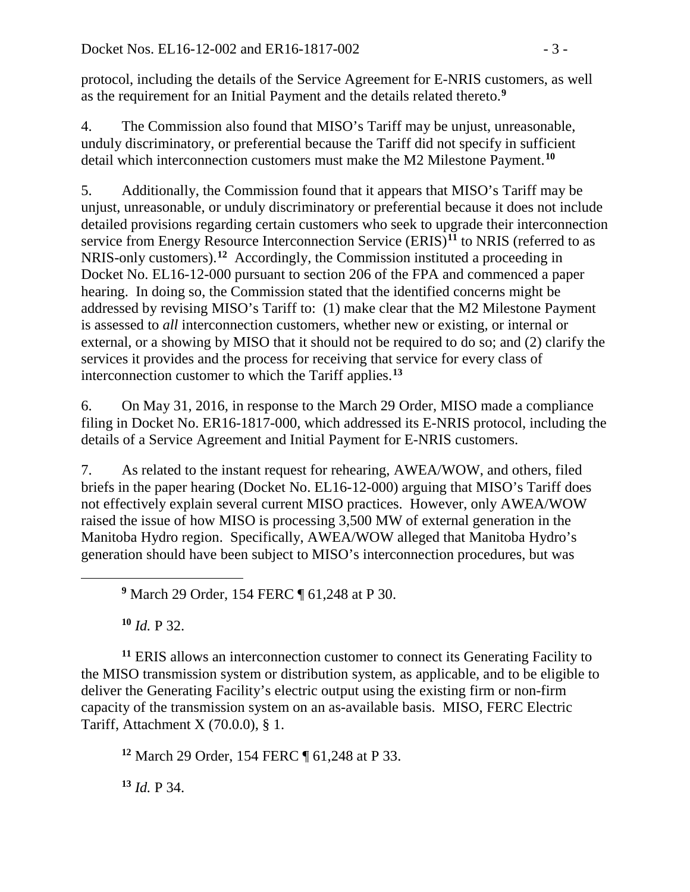protocol, including the details of the Service Agreement for E-NRIS customers, as well as the requirement for an Initial Payment and the details related thereto.[9]

4. The Commission also found that MISO's Tariff may be unjust, unreasonable, unduly discriminatory, or preferential because the Tariff did not specify in sufficient detail which interconnection customers must make the M2 Milestone Payment.[10]

5. Additionally, the Commission found that it appears that MISO's Tariff may be unjust, unreasonable, or unduly discriminatory or preferential because it does not include detailed provisions regarding certain customers who seek to upgrade their interconnection service from Energy Resource Interconnection Service (ERIS)[11] to NRIS (referred to as NRIS-only customers).[12] Accordingly, the Commission instituted a proceeding in Docket No. EL16-12-000 pursuant to section 206 of the FPA and commenced a paper hearing. In doing so, the Commission stated that the identified concerns might be addressed by revising MISO's Tariff to: (1) make clear that the M2 Milestone Payment is assessed to *all* interconnection customers, whether new or existing, or internal or external, or a showing by MISO that it should not be required to do so; and (2) clarify the services it provides and the process for receiving that service for every class of interconnection customer to which the Tariff applies.[13]

6. On May 31, 2016, in response to the March 29 Order, MISO made a compliance filing in Docket No. ER16-1817-000, which addressed its E-NRIS protocol, including the details of a Service Agreement and Initial Payment for E-NRIS customers.

7. As related to the instant request for rehearing, AWEA/WOW, and others, filed briefs in the paper hearing (Docket No. EL16-12-000) arguing that MISO's Tariff does not effectively explain several current MISO practices. However, only AWEA/WOW raised the issue of how MISO is processing 3,500 MW of external generation in the Manitoba Hydro region. Specifically, AWEA/WOW alleged that Manitoba Hydro's generation should have been subject to MISO's interconnection procedures, but was

---

[9] March 29 Order, 154 FERC ¶ 61,248 at P 30.

[10] *Id.* P 32.

[11] ERIS allows an interconnection customer to connect its Generating Facility to the MISO transmission system or distribution system, as applicable, and to be eligible to deliver the Generating Facility's electric output using the existing firm or non-firm capacity of the transmission system on an as-available basis. MISO, FERC Electric Tariff, Attachment X (70.0.0), § 1.

[12] March 29 Order, 154 FERC ¶ 61,248 at P 33.

[13] *Id.* P 34.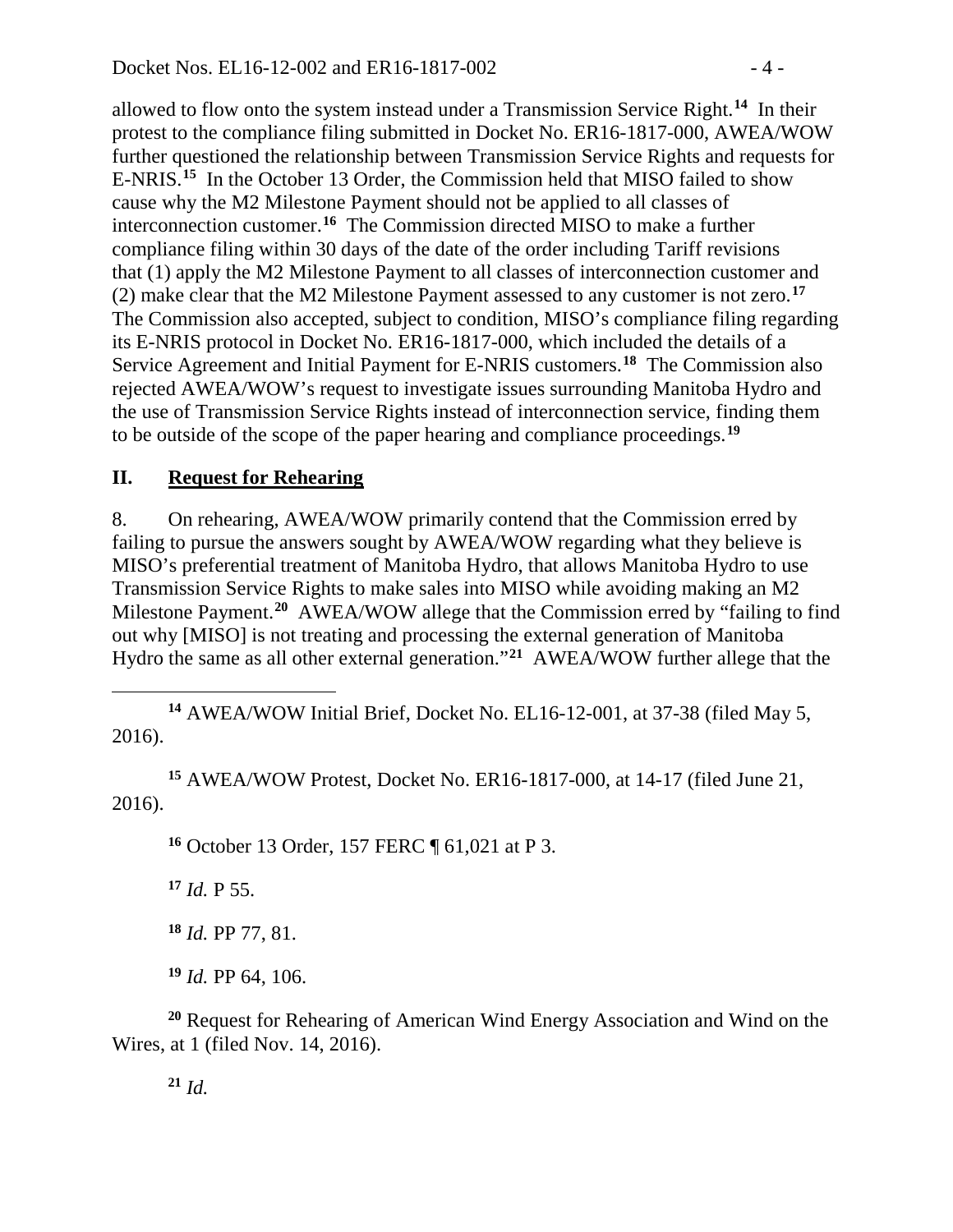allowed to flow onto the system instead under a Transmission Service Right.[14] In their protest to the compliance filing submitted in Docket No. ER16-1817-000, AWEA/WOW further questioned the relationship between Transmission Service Rights and requests for E-NRIS.[15] In the October 13 Order, the Commission held that MISO failed to show cause why the M2 Milestone Payment should not be applied to all classes of interconnection customer.[16] The Commission directed MISO to make a further compliance filing within 30 days of the date of the order including Tariff revisions that (1) apply the M2 Milestone Payment to all classes of interconnection customer and (2) make clear that the M2 Milestone Payment assessed to any customer is not zero.[17] The Commission also accepted, subject to condition, MISO's compliance filing regarding its E-NRIS protocol in Docket No. ER16-1817-000, which included the details of a Service Agreement and Initial Payment for E-NRIS customers.[18] The Commission also rejected AWEA/WOW's request to investigate issues surrounding Manitoba Hydro and the use of Transmission Service Rights instead of interconnection service, finding them to be outside of the scope of the paper hearing and compliance proceedings.[19]

## II. Request for Rehearing

8. On rehearing, AWEA/WOW primarily contend that the Commission erred by failing to pursue the answers sought by AWEA/WOW regarding what they believe is MISO's preferential treatment of Manitoba Hydro, that allows Manitoba Hydro to use Transmission Service Rights to make sales into MISO while avoiding making an M2 Milestone Payment.[20] AWEA/WOW allege that the Commission erred by "failing to find out why [MISO] is not treating and processing the external generation of Manitoba Hydro the same as all other external generation."[21] AWEA/WOW further allege that the

---

[14] AWEA/WOW Initial Brief, Docket No. EL16-12-001, at 37-38 (filed May 5, 2016).

[15] AWEA/WOW Protest, Docket No. ER16-1817-000, at 14-17 (filed June 21, 2016).

[16] October 13 Order, 157 FERC ¶ 61,021 at P 3.

[17] *Id.* P 55.

[18] *Id.* PP 77, 81.

[19] *Id.* PP 64, 106.

[20] Request for Rehearing of American Wind Energy Association and Wind on the Wires, at 1 (filed Nov. 14, 2016).

[21] *Id.*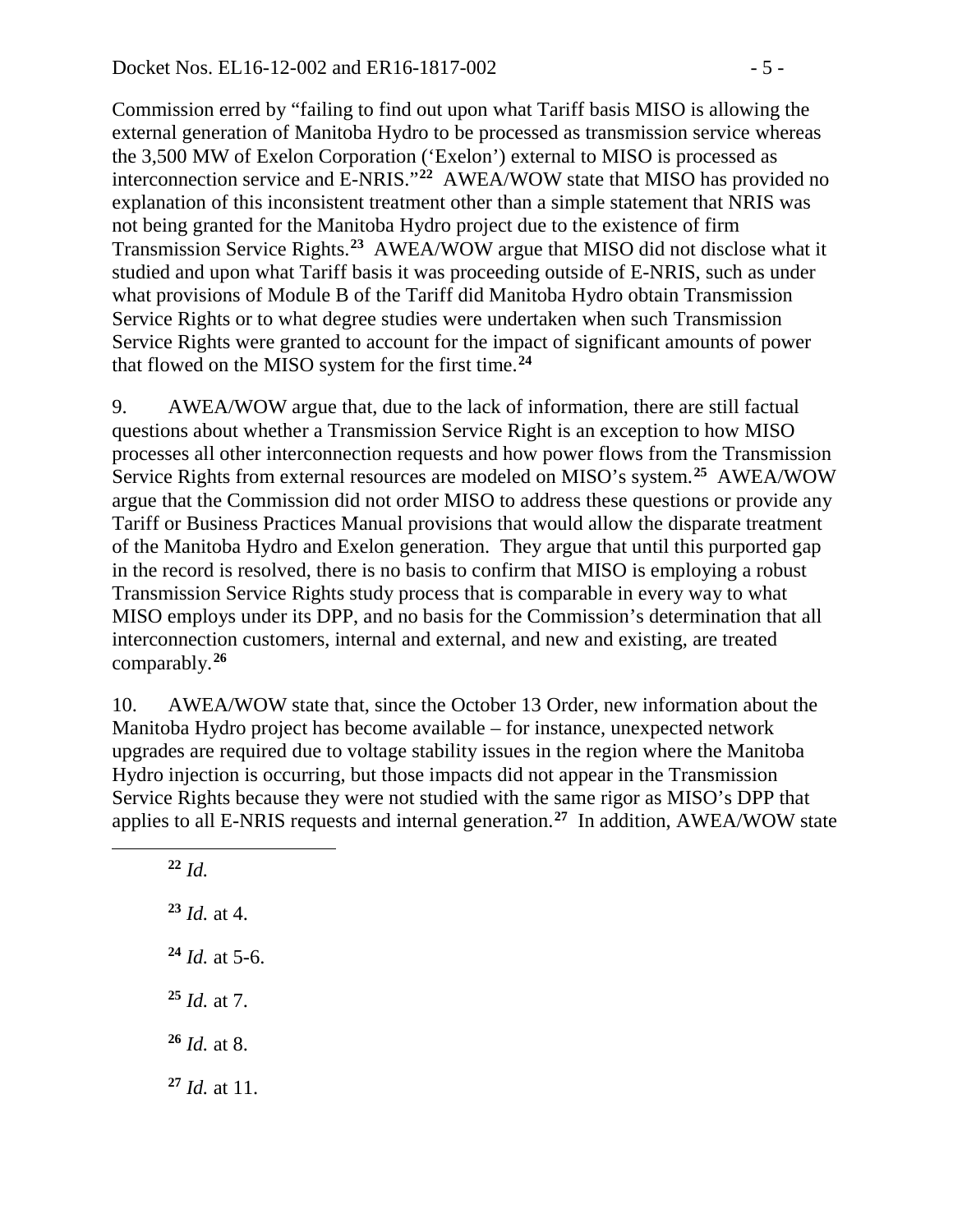Commission erred by "failing to find out upon what Tariff basis MISO is allowing the external generation of Manitoba Hydro to be processed as transmission service whereas the 3,500 MW of Exelon Corporation ('Exelon') external to MISO is processed as interconnection service and E-NRIS."[22] AWEA/WOW state that MISO has provided no explanation of this inconsistent treatment other than a simple statement that NRIS was not being granted for the Manitoba Hydro project due to the existence of firm Transmission Service Rights.[23] AWEA/WOW argue that MISO did not disclose what it studied and upon what Tariff basis it was proceeding outside of E-NRIS, such as under what provisions of Module B of the Tariff did Manitoba Hydro obtain Transmission Service Rights or to what degree studies were undertaken when such Transmission Service Rights were granted to account for the impact of significant amounts of power that flowed on the MISO system for the first time.[24]

9. AWEA/WOW argue that, due to the lack of information, there are still factual questions about whether a Transmission Service Right is an exception to how MISO processes all other interconnection requests and how power flows from the Transmission Service Rights from external resources are modeled on MISO's system.[25] AWEA/WOW argue that the Commission did not order MISO to address these questions or provide any Tariff or Business Practices Manual provisions that would allow the disparate treatment of the Manitoba Hydro and Exelon generation. They argue that until this purported gap in the record is resolved, there is no basis to confirm that MISO is employing a robust Transmission Service Rights study process that is comparable in every way to what MISO employs under its DPP, and no basis for the Commission's determination that all interconnection customers, internal and external, and new and existing, are treated comparably.[26]

10. AWEA/WOW state that, since the October 13 Order, new information about the Manitoba Hydro project has become available – for instance, unexpected network upgrades are required due to voltage stability issues in the region where the Manitoba Hydro injection is occurring, but those impacts did not appear in the Transmission Service Rights because they were not studied with the same rigor as MISO's DPP that applies to all E-NRIS requests and internal generation.[27] In addition, AWEA/WOW state

[22] *Id.*

[23] *Id.* at 4.

[24] *Id.* at 5-6.

[25] *Id.* at 7.

[26] *Id.* at 8.

[27] *Id.* at 11.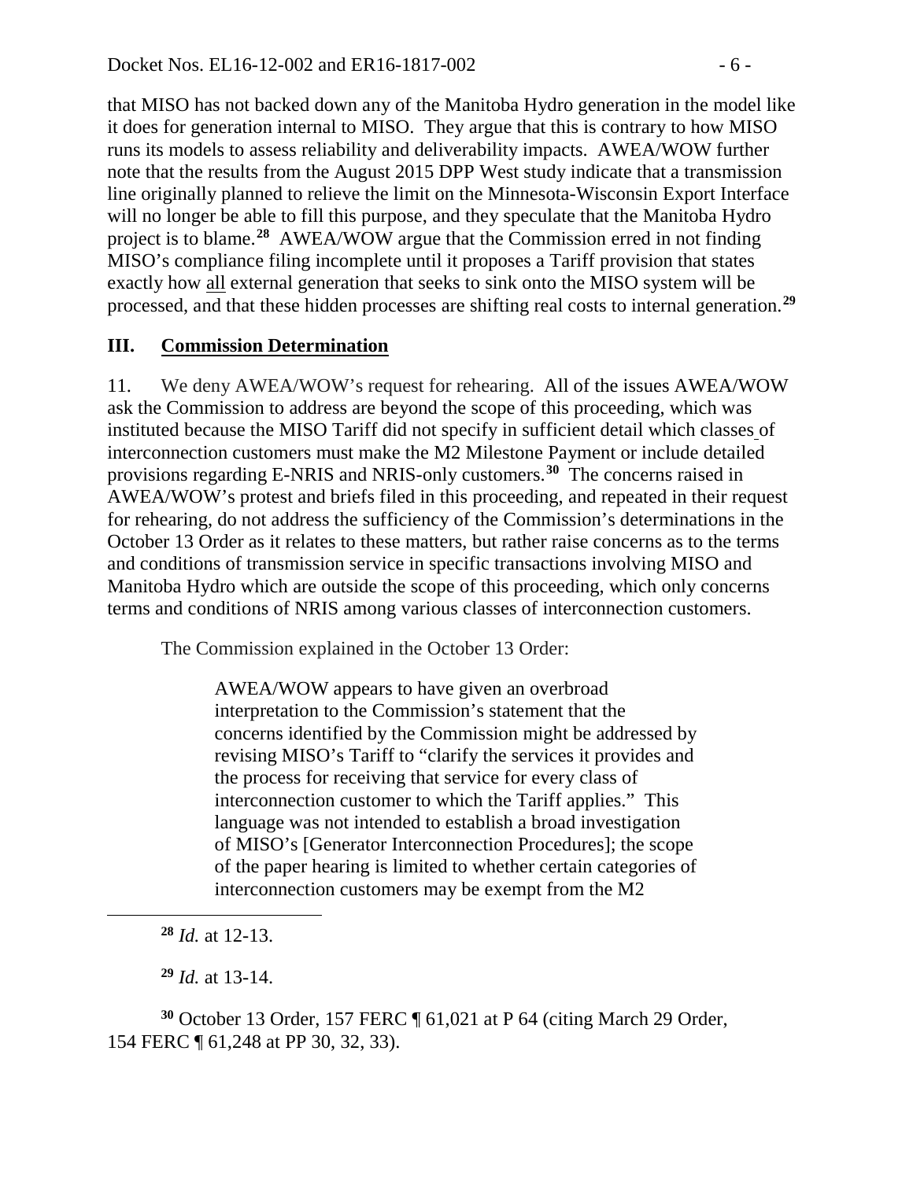that MISO has not backed down any of the Manitoba Hydro generation in the model like it does for generation internal to MISO. They argue that this is contrary to how MISO runs its models to assess reliability and deliverability impacts. AWEA/WOW further note that the results from the August 2015 DPP West study indicate that a transmission line originally planned to relieve the limit on the Minnesota-Wisconsin Export Interface will no longer be able to fill this purpose, and they speculate that the Manitoba Hydro project is to blame.[28] AWEA/WOW argue that the Commission erred in not finding MISO's compliance filing incomplete until it proposes a Tariff provision that states exactly how all external generation that seeks to sink onto the MISO system will be processed, and that these hidden processes are shifting real costs to internal generation.[29]

## III. Commission Determination

11. We deny AWEA/WOW's request for rehearing. All of the issues AWEA/WOW ask the Commission to address are beyond the scope of this proceeding, which was instituted because the MISO Tariff did not specify in sufficient detail which classes of interconnection customers must make the M2 Milestone Payment or include detailed provisions regarding E-NRIS and NRIS-only customers.[30] The concerns raised in AWEA/WOW's protest and briefs filed in this proceeding, and repeated in their request for rehearing, do not address the sufficiency of the Commission's determinations in the October 13 Order as it relates to these matters, but rather raise concerns as to the terms and conditions of transmission service in specific transactions involving MISO and Manitoba Hydro which are outside the scope of this proceeding, which only concerns terms and conditions of NRIS among various classes of interconnection customers.

The Commission explained in the October 13 Order:

> AWEA/WOW appears to have given an overbroad interpretation to the Commission's statement that the concerns identified by the Commission might be addressed by revising MISO's Tariff to "clarify the services it provides and the process for receiving that service for every class of interconnection customer to which the Tariff applies." This language was not intended to establish a broad investigation of MISO's [Generator Interconnection Procedures]; the scope of the paper hearing is limited to whether certain categories of interconnection customers may be exempt from the M2

---

[28] *Id.* at 12-13.

[29] *Id.* at 13-14.

[30] October 13 Order, 157 FERC ¶ 61,021 at P 64 (citing March 29 Order, 154 FERC ¶ 61,248 at PP 30, 32, 33).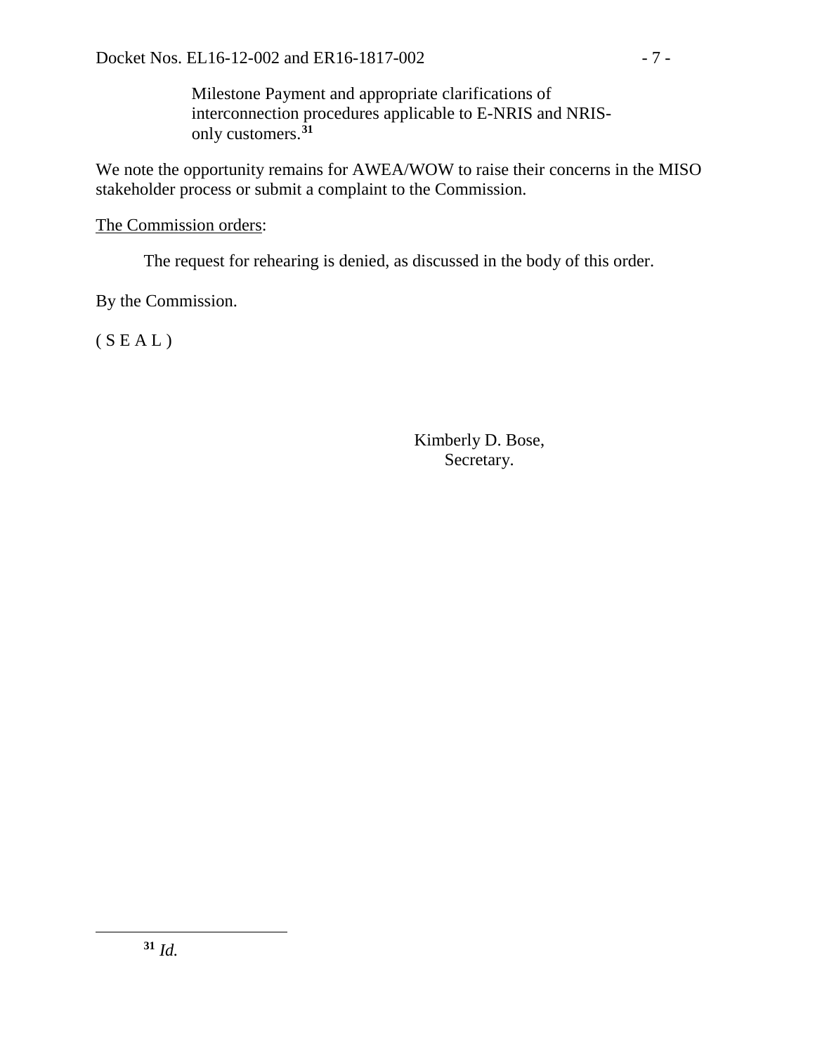> Milestone Payment and appropriate clarifications of interconnection procedures applicable to E-NRIS and NRIS-only customers.[31]

We note the opportunity remains for AWEA/WOW to raise their concerns in the MISO stakeholder process or submit a complaint to the Commission.

The Commission orders:

The request for rehearing is denied, as discussed in the body of this order.

By the Commission.

( S E A L )

Kimberly D. Bose,
Secretary.

---

[31] *Id.*